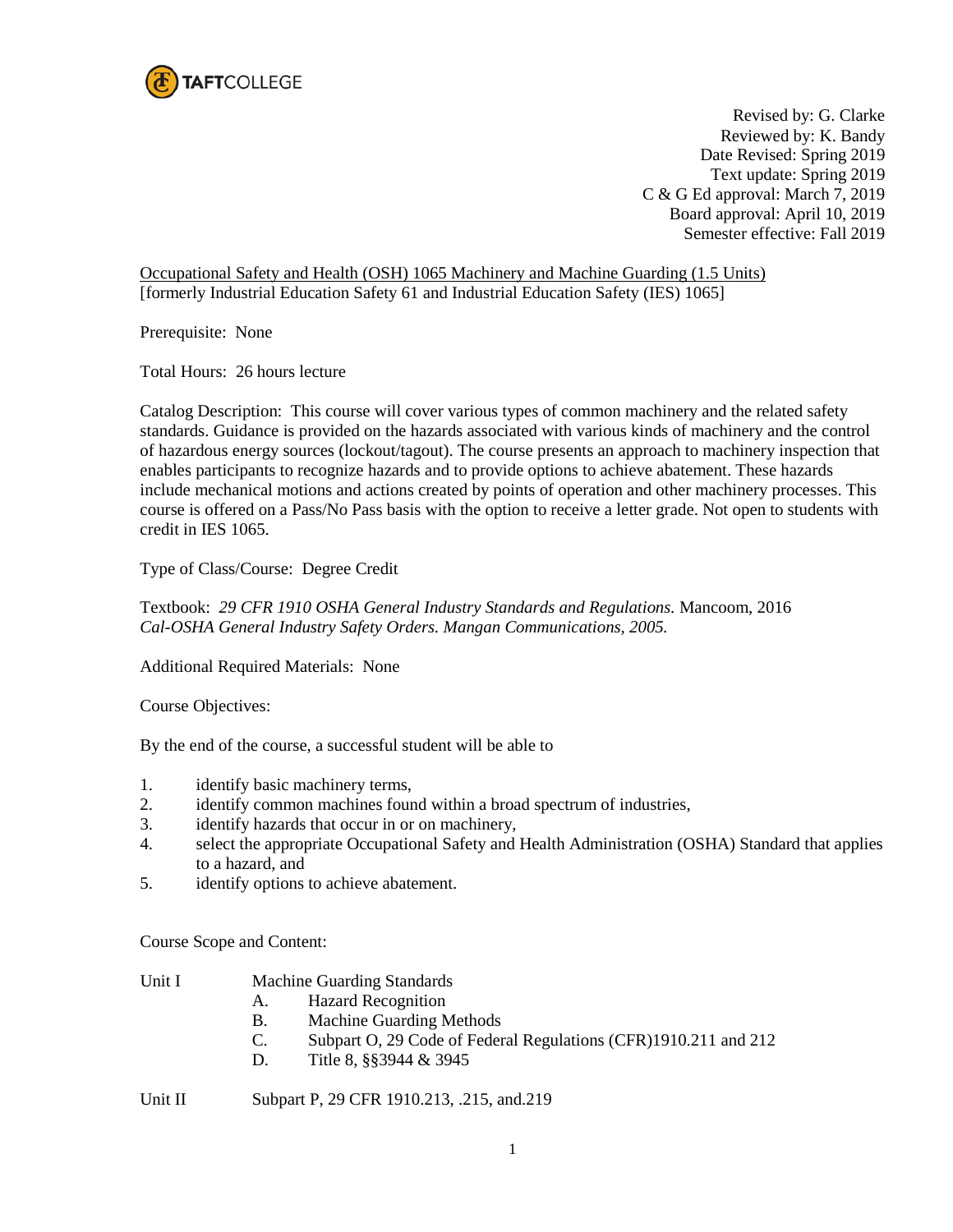TAFTCOLLEGE

Revised by: G. Clarke
Reviewed by: K. Bandy
Date Revised: Spring 2019
Text update: Spring 2019
C & G Ed approval: March 7, 2019
Board approval: April 10, 2019
Semester effective: Fall 2019

Occupational Safety and Health (OSH) 1065 Machinery and Machine Guarding (1.5 Units)
[formerly Industrial Education Safety 61 and Industrial Education Safety (IES) 1065]

Prerequisite: None

Total Hours: 26 hours lecture

Catalog Description: This course will cover various types of common machinery and the related safety standards. Guidance is provided on the hazards associated with various kinds of machinery and the control of hazardous energy sources (lockout/tagout). The course presents an approach to machinery inspection that enables participants to recognize hazards and to provide options to achieve abatement. These hazards include mechanical motions and actions created by points of operation and other machinery processes. This course is offered on a Pass/No Pass basis with the option to receive a letter grade. Not open to students with credit in IES 1065.

Type of Class/Course: Degree Credit

Textbook: *29 CFR 1910 OSHA General Industry Standards and Regulations.* Mancoom, 2016
*Cal-OSHA General Industry Safety Orders. Mangan Communications, 2005.*

Additional Required Materials: None

Course Objectives:

By the end of the course, a successful student will be able to

1. identify basic machinery terms,
2. identify common machines found within a broad spectrum of industries,
3. identify hazards that occur in or on machinery,
4. select the appropriate Occupational Safety and Health Administration (OSHA) Standard that applies to a hazard, and
5. identify options to achieve abatement.

Course Scope and Content:

Unit I Machine Guarding Standards
- A. Hazard Recognition
- B. Machine Guarding Methods
- C. Subpart O, 29 Code of Federal Regulations (CFR)1910.211 and 212
- D. Title 8, §§3944 & 3945

Unit II Subpart P, 29 CFR 1910.213, .215, and.219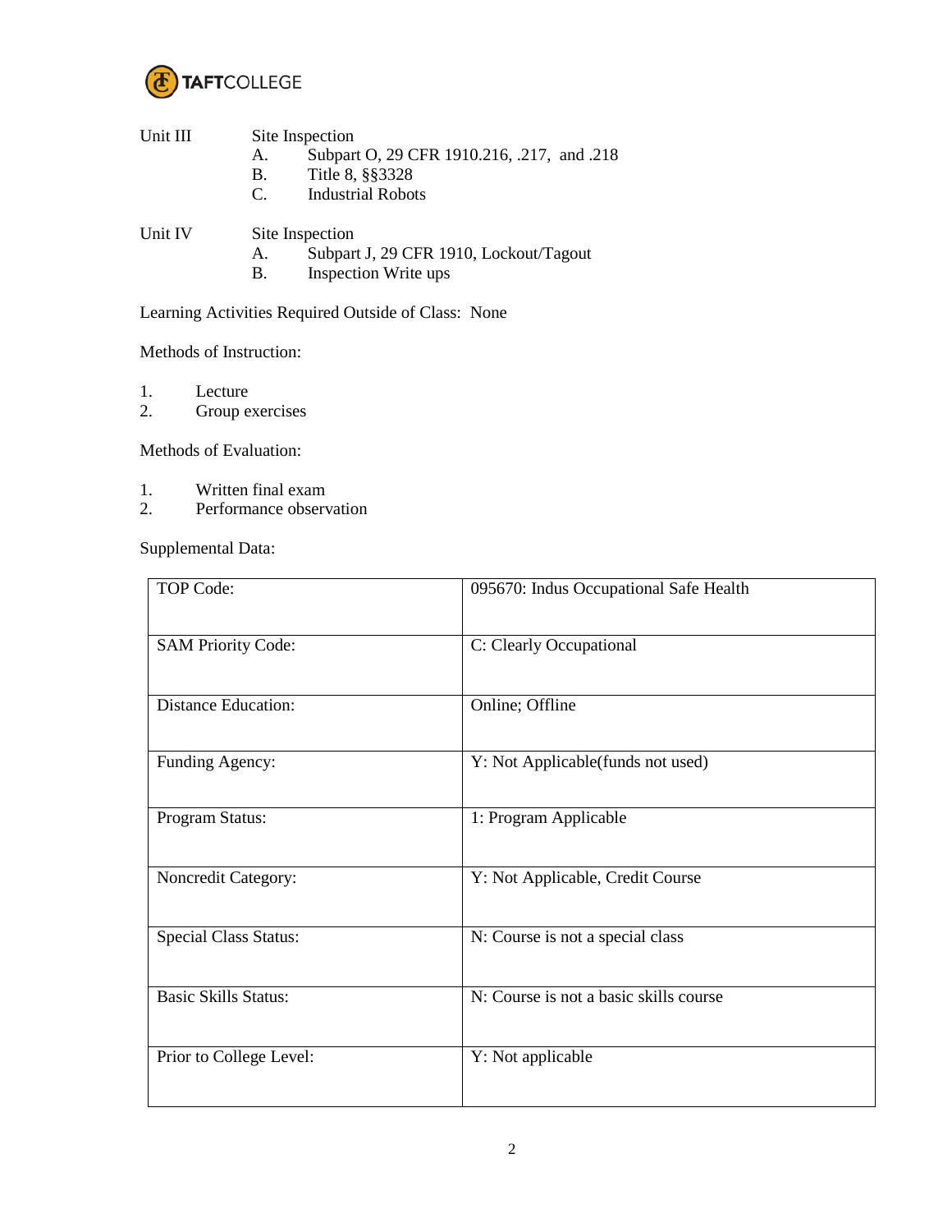Unit III Site Inspection

A. Subpart O, 29 CFR 1910.216, .217, and .218
B. Title 8, §§3328
C. Industrial Robots

Unit IV Site Inspection

A. Subpart J, 29 CFR 1910, Lockout/Tagout
B. Inspection Write ups

Learning Activities Required Outside of Class: None

Methods of Instruction:

1. Lecture
2. Group exercises

Methods of Evaluation:

1. Written final exam
2. Performance observation

Supplemental Data:

| | |
|---|---|
| TOP Code: | 095670: Indus Occupational Safe Health |
| SAM Priority Code: | C: Clearly Occupational |
| Distance Education: | Online; Offline |
| Funding Agency: | Y: Not Applicable(funds not used) |
| Program Status: | 1: Program Applicable |
| Noncredit Category: | Y: Not Applicable, Credit Course |
| Special Class Status: | N: Course is not a special class |
| Basic Skills Status: | N: Course is not a basic skills course |
| Prior to College Level: | Y: Not applicable |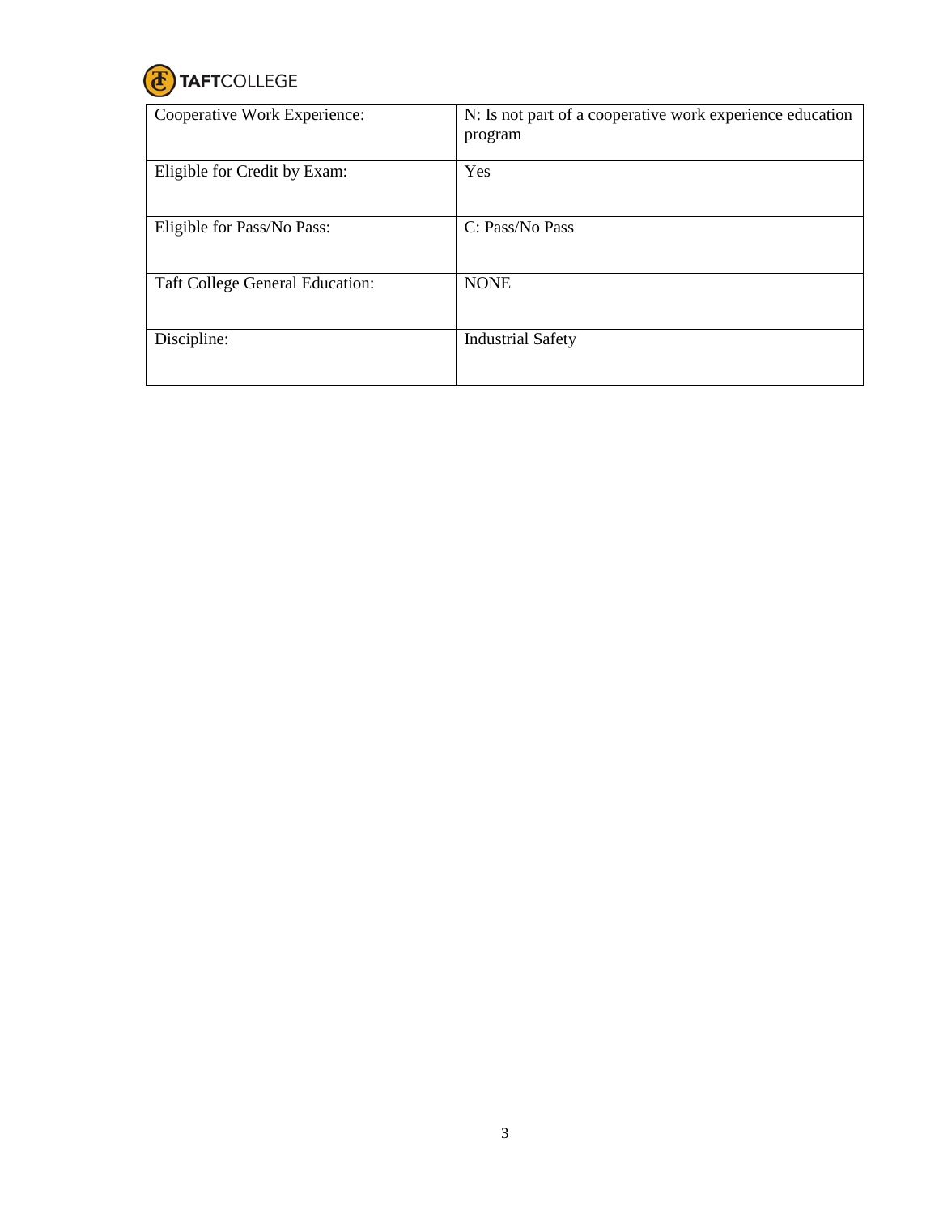| | |
|---|---|
| Cooperative Work Experience: | N: Is not part of a cooperative work experience education program |
| Eligible for Credit by Exam: | Yes |
| Eligible for Pass/No Pass: | C: Pass/No Pass |
| Taft College General Education: | NONE |
| Discipline: | Industrial Safety |